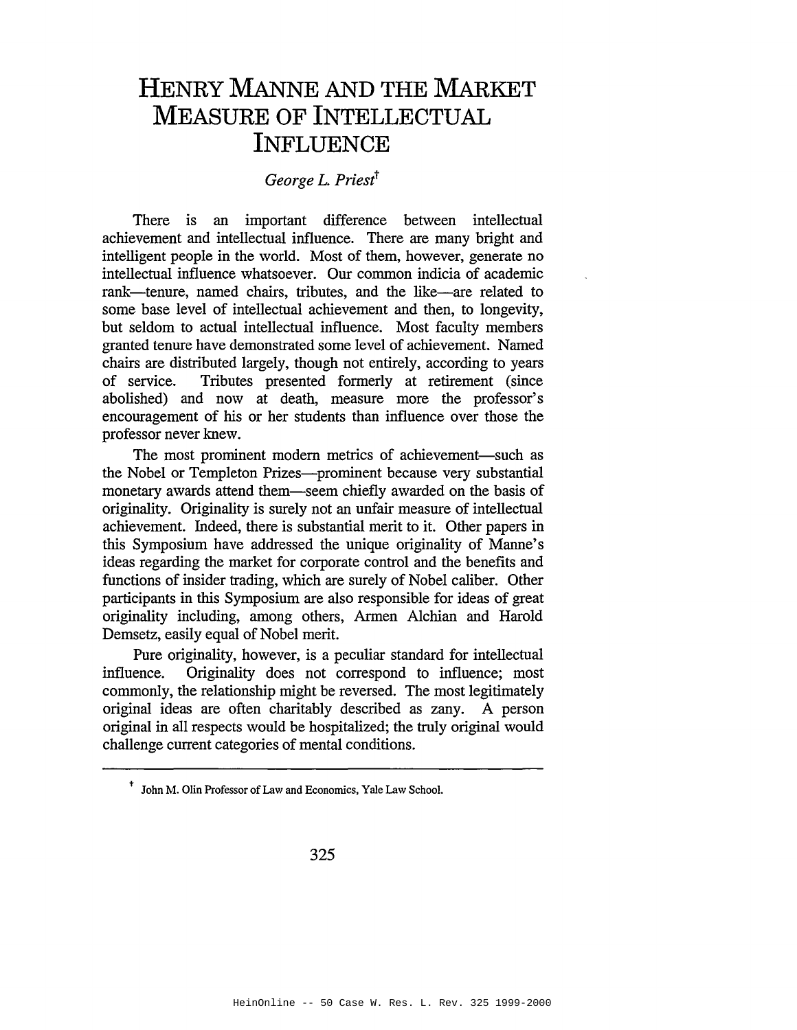# HENRY MANNE AND THE MARKET MEASURE OF INTELLECTUAL INFLUENCE

*George L. Priest*[†]

There is an important difference between intellectual achievement and intellectual influence. There are many bright and intelligent people in the world. Most of them, however, generate no intellectual influence whatsoever. Our common indicia of academic rank—tenure, named chairs, tributes, and the like—are related to some base level of intellectual achievement and then, to longevity, but seldom to actual intellectual influence. Most faculty members granted tenure have demonstrated some level of achievement. Named chairs are distributed largely, though not entirely, according to years of service. Tributes presented formerly at retirement (since abolished) and now at death, measure more the professor's encouragement of his or her students than influence over those the professor never knew.

The most prominent modern metrics of achievement—such as the Nobel or Templeton Prizes—prominent because very substantial monetary awards attend them—seem chiefly awarded on the basis of originality. Originality is surely not an unfair measure of intellectual achievement. Indeed, there is substantial merit to it. Other papers in this Symposium have addressed the unique originality of Manne's ideas regarding the market for corporate control and the benefits and functions of insider trading, which are surely of Nobel caliber. Other participants in this Symposium are also responsible for ideas of great originality including, among others, Armen Alchian and Harold Demsetz, easily equal of Nobel merit.

Pure originality, however, is a peculiar standard for intellectual influence. Originality does not correspond to influence; most commonly, the relationship might be reversed. The most legitimately original ideas are often charitably described as zany. A person original in all respects would be hospitalized; the truly original would challenge current categories of mental conditions.

---

[†] John M. Olin Professor of Law and Economics, Yale Law School.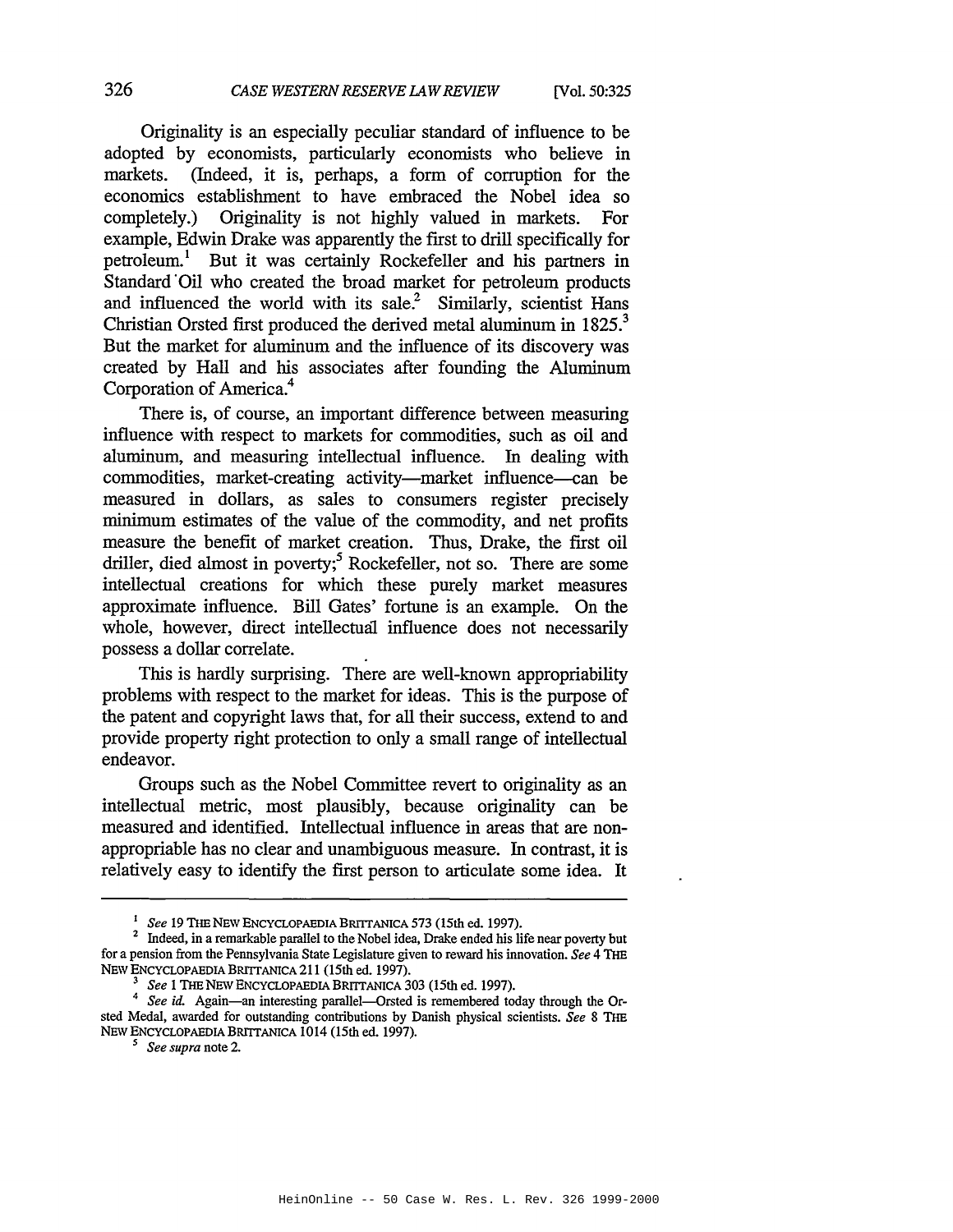Originality is an especially peculiar standard of influence to be adopted by economists, particularly economists who believe in markets. (Indeed, it is, perhaps, a form of corruption for the economics establishment to have embraced the Nobel idea so completely.) Originality is not highly valued in markets. For example, Edwin Drake was apparently the first to drill specifically for petroleum.[1] But it was certainly Rockefeller and his partners in Standard Oil who created the broad market for petroleum products and influenced the world with its sale.[2] Similarly, scientist Hans Christian Orsted first produced the derived metal aluminum in 1825.[3] But the market for aluminum and the influence of its discovery was created by Hall and his associates after founding the Aluminum Corporation of America.[4]

There is, of course, an important difference between measuring influence with respect to markets for commodities, such as oil and aluminum, and measuring intellectual influence. In dealing with commodities, market-creating activity—market influence—can be measured in dollars, as sales to consumers register precisely minimum estimates of the value of the commodity, and net profits measure the benefit of market creation. Thus, Drake, the first oil driller, died almost in poverty;[5] Rockefeller, not so. There are some intellectual creations for which these purely market measures approximate influence. Bill Gates' fortune is an example. On the whole, however, direct intellectual influence does not necessarily possess a dollar correlate.

This is hardly surprising. There are well-known appropriability problems with respect to the market for ideas. This is the purpose of the patent and copyright laws that, for all their success, extend to and provide property right protection to only a small range of intellectual endeavor.

Groups such as the Nobel Committee revert to originality as an intellectual metric, most plausibly, because originality can be measured and identified. Intellectual influence in areas that are non-appropriable has no clear and unambiguous measure. In contrast, it is relatively easy to identify the first person to articulate some idea. It

---

[1] *See* 19 THE NEW ENCYCLOPAEDIA BRITTANICA 573 (15th ed. 1997).

[2] Indeed, in a remarkable parallel to the Nobel idea, Drake ended his life near poverty but for a pension from the Pennsylvania State Legislature given to reward his innovation. *See* 4 THE NEW ENCYCLOPAEDIA BRITTANICA 211 (15th ed. 1997).

[3] *See* 1 THE NEW ENCYCLOPAEDIA BRITTANICA 303 (15th ed. 1997).

[4] *See id.* Again—an interesting parallel—Orsted is remembered today through the Orsted Medal, awarded for outstanding contributions by Danish physical scientists. *See* 8 THE NEW ENCYCLOPAEDIA BRITTANICA 1014 (15th ed. 1997).

[5] *See supra* note 2.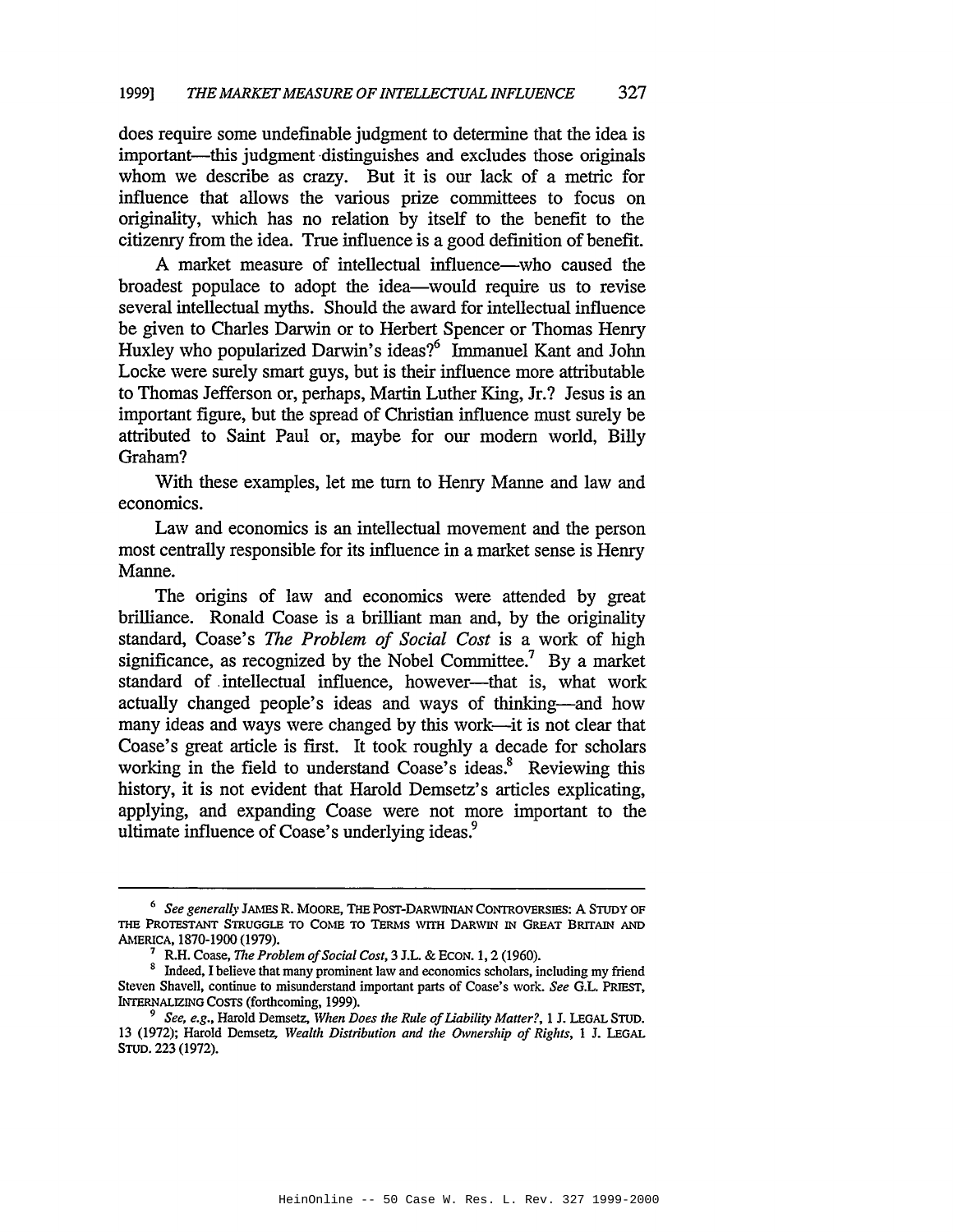does require some undefinable judgment to determine that the idea is important—this judgment distinguishes and excludes those originals whom we describe as crazy. But it is our lack of a metric for influence that allows the various prize committees to focus on originality, which has no relation by itself to the benefit to the citizenry from the idea. True influence is a good definition of benefit.

A market measure of intellectual influence—who caused the broadest populace to adopt the idea—would require us to revise several intellectual myths. Should the award for intellectual influence be given to Charles Darwin or to Herbert Spencer or Thomas Henry Huxley who popularized Darwin's ideas?[6] Immanuel Kant and John Locke were surely smart guys, but is their influence more attributable to Thomas Jefferson or, perhaps, Martin Luther King, Jr.? Jesus is an important figure, but the spread of Christian influence must surely be attributed to Saint Paul or, maybe for our modern world, Billy Graham?

With these examples, let me turn to Henry Manne and law and economics.

Law and economics is an intellectual movement and the person most centrally responsible for its influence in a market sense is Henry Manne.

The origins of law and economics were attended by great brilliance. Ronald Coase is a brilliant man and, by the originality standard, Coase's *The Problem of Social Cost* is a work of high significance, as recognized by the Nobel Committee.[7] By a market standard of intellectual influence, however—that is, what work actually changed people's ideas and ways of thinking—and how many ideas and ways were changed by this work—it is not clear that Coase's great article is first. It took roughly a decade for scholars working in the field to understand Coase's ideas.[8] Reviewing this history, it is not evident that Harold Demsetz's articles explicating, applying, and expanding Coase were not more important to the ultimate influence of Coase's underlying ideas.[9]

---

[6] *See generally* JAMES R. MOORE, THE POST-DARWINIAN CONTROVERSIES: A STUDY OF THE PROTESTANT STRUGGLE TO COME TO TERMS WITH DARWIN IN GREAT BRITAIN AND AMERICA, 1870-1900 (1979).

[7] R.H. Coase, *The Problem of Social Cost*, 3 J.L. & ECON. 1, 2 (1960).

[8] Indeed, I believe that many prominent law and economics scholars, including my friend Steven Shavell, continue to misunderstand important parts of Coase's work. *See* G.L. PRIEST, INTERNALIZING COSTS (forthcoming, 1999).

[9] *See, e.g.*, Harold Demsetz, *When Does the Rule of Liability Matter?*, 1 J. LEGAL STUD. 13 (1972); Harold Demsetz, *Wealth Distribution and the Ownership of Rights*, 1 J. LEGAL STUD. 223 (1972).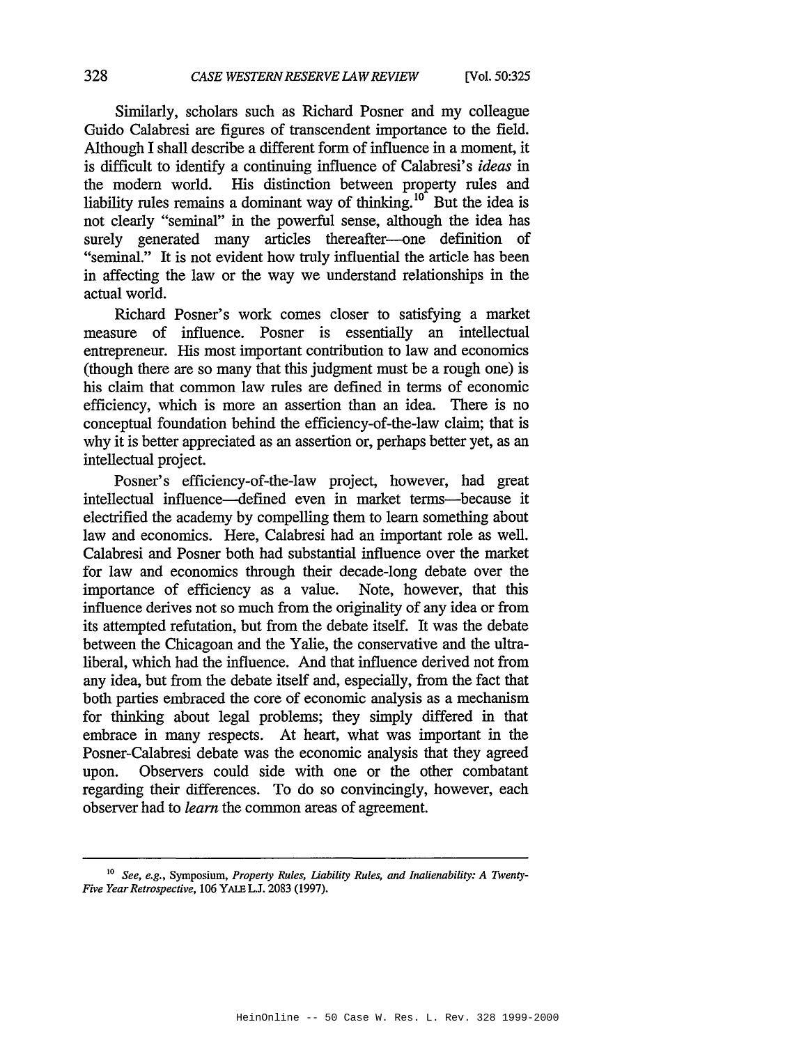Similarly, scholars such as Richard Posner and my colleague Guido Calabresi are figures of transcendent importance to the field. Although I shall describe a different form of influence in a moment, it is difficult to identify a continuing influence of Calabresi's *ideas* in the modern world. His distinction between property rules and liability rules remains a dominant way of thinking.[10] But the idea is not clearly "seminal" in the powerful sense, although the idea has surely generated many articles thereafter—one definition of "seminal." It is not evident how truly influential the article has been in affecting the law or the way we understand relationships in the actual world.

Richard Posner's work comes closer to satisfying a market measure of influence. Posner is essentially an intellectual entrepreneur. His most important contribution to law and economics (though there are so many that this judgment must be a rough one) is his claim that common law rules are defined in terms of economic efficiency, which is more an assertion than an idea. There is no conceptual foundation behind the efficiency-of-the-law claim; that is why it is better appreciated as an assertion or, perhaps better yet, as an intellectual project.

Posner's efficiency-of-the-law project, however, had great intellectual influence—defined even in market terms—because it electrified the academy by compelling them to learn something about law and economics. Here, Calabresi had an important role as well. Calabresi and Posner both had substantial influence over the market for law and economics through their decade-long debate over the importance of efficiency as a value. Note, however, that this influence derives not so much from the originality of any idea or from its attempted refutation, but from the debate itself. It was the debate between the Chicagoan and the Yalie, the conservative and the ultra-liberal, which had the influence. And that influence derived not from any idea, but from the debate itself and, especially, from the fact that both parties embraced the core of economic analysis as a mechanism for thinking about legal problems; they simply differed in that embrace in many respects. At heart, what was important in the Posner-Calabresi debate was the economic analysis that they agreed upon. Observers could side with one or the other combatant regarding their differences. To do so convincingly, however, each observer had to *learn* the common areas of agreement.

---

[10] *See, e.g.*, Symposium, *Property Rules, Liability Rules, and Inalienability: A Twenty-Five Year Retrospective*, 106 YALE L.J. 2083 (1997).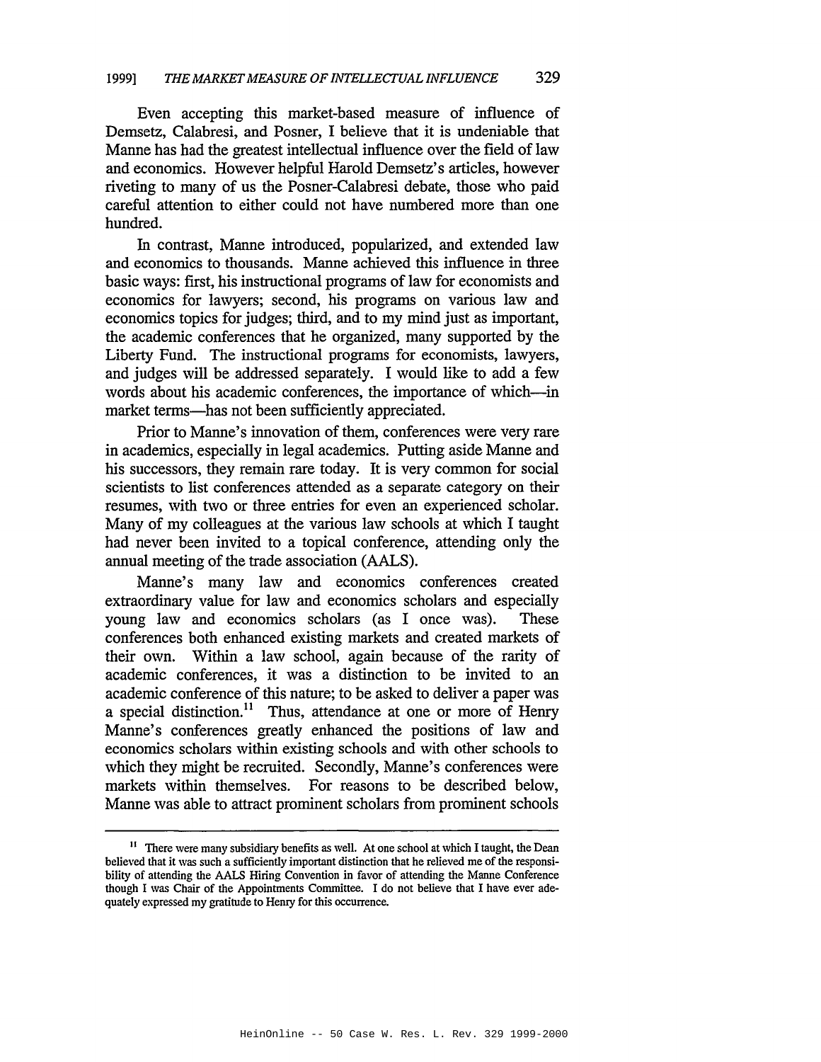Even accepting this market-based measure of influence of Demsetz, Calabresi, and Posner, I believe that it is undeniable that Manne has had the greatest intellectual influence over the field of law and economics. However helpful Harold Demsetz's articles, however riveting to many of us the Posner-Calabresi debate, those who paid careful attention to either could not have numbered more than one hundred.

In contrast, Manne introduced, popularized, and extended law and economics to thousands. Manne achieved this influence in three basic ways: first, his instructional programs of law for economists and economics for lawyers; second, his programs on various law and economics topics for judges; third, and to my mind just as important, the academic conferences that he organized, many supported by the Liberty Fund. The instructional programs for economists, lawyers, and judges will be addressed separately. I would like to add a few words about his academic conferences, the importance of which—in market terms—has not been sufficiently appreciated.

Prior to Manne's innovation of them, conferences were very rare in academics, especially in legal academics. Putting aside Manne and his successors, they remain rare today. It is very common for social scientists to list conferences attended as a separate category on their resumes, with two or three entries for even an experienced scholar. Many of my colleagues at the various law schools at which I taught had never been invited to a topical conference, attending only the annual meeting of the trade association (AALS).

Manne's many law and economics conferences created extraordinary value for law and economics scholars and especially young law and economics scholars (as I once was). These conferences both enhanced existing markets and created markets of their own. Within a law school, again because of the rarity of academic conferences, it was a distinction to be invited to an academic conference of this nature; to be asked to deliver a paper was a special distinction.[11] Thus, attendance at one or more of Henry Manne's conferences greatly enhanced the positions of law and economics scholars within existing schools and with other schools to which they might be recruited. Secondly, Manne's conferences were markets within themselves. For reasons to be described below, Manne was able to attract prominent scholars from prominent schools

---

[11] There were many subsidiary benefits as well. At one school at which I taught, the Dean believed that it was such a sufficiently important distinction that he relieved me of the responsibility of attending the AALS Hiring Convention in favor of attending the Manne Conference though I was Chair of the Appointments Committee. I do not believe that I have ever adequately expressed my gratitude to Henry for this occurrence.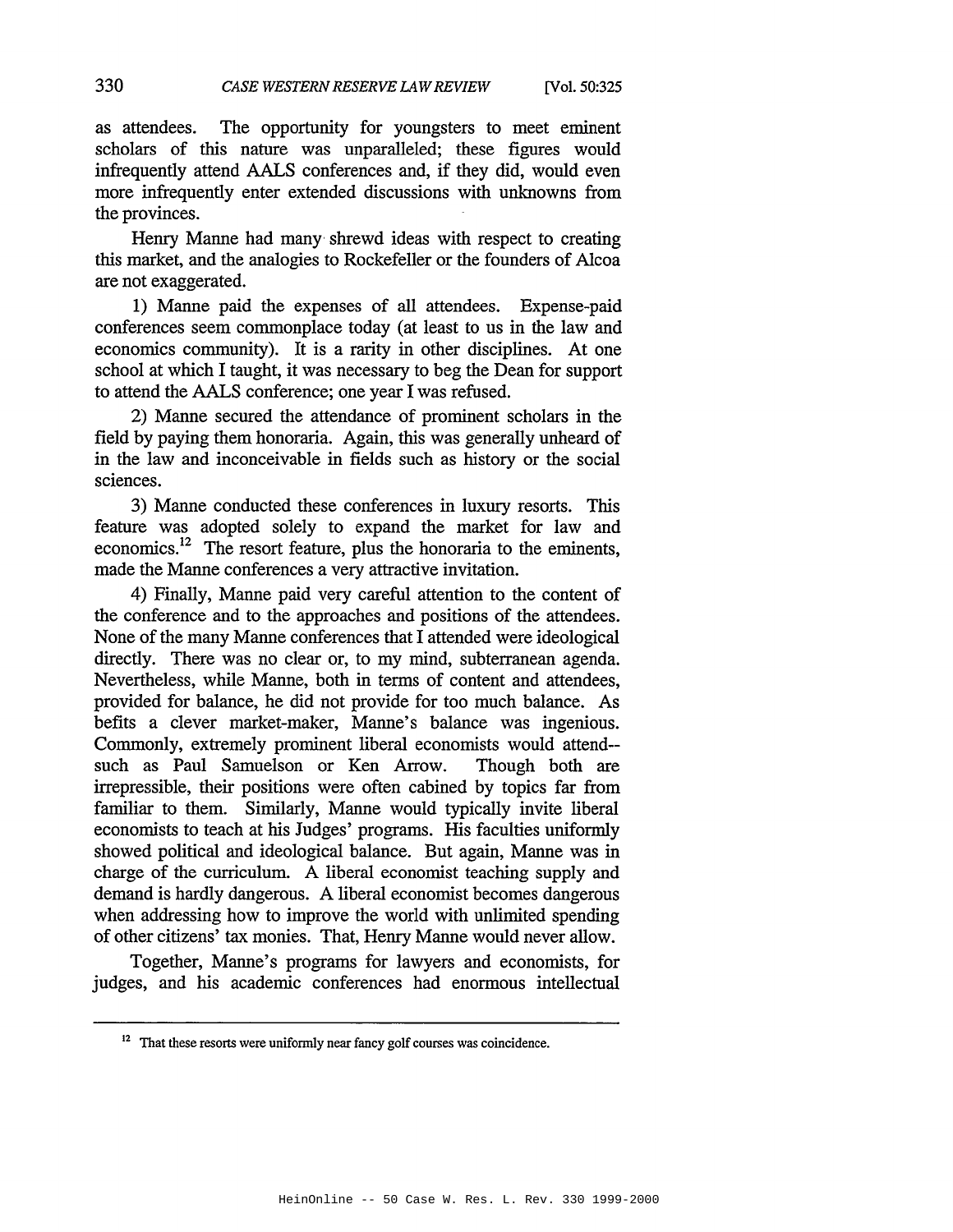as attendees. The opportunity for youngsters to meet eminent scholars of this nature was unparalleled; these figures would infrequently attend AALS conferences and, if they did, would even more infrequently enter extended discussions with unknowns from the provinces.

Henry Manne had many shrewd ideas with respect to creating this market, and the analogies to Rockefeller or the founders of Alcoa are not exaggerated.

1) Manne paid the expenses of all attendees. Expense-paid conferences seem commonplace today (at least to us in the law and economics community). It is a rarity in other disciplines. At one school at which I taught, it was necessary to beg the Dean for support to attend the AALS conference; one year I was refused.

2) Manne secured the attendance of prominent scholars in the field by paying them honoraria. Again, this was generally unheard of in the law and inconceivable in fields such as history or the social sciences.

3) Manne conducted these conferences in luxury resorts. This feature was adopted solely to expand the market for law and economics.[12] The resort feature, plus the honoraria to the eminents, made the Manne conferences a very attractive invitation.

4) Finally, Manne paid very careful attention to the content of the conference and to the approaches and positions of the attendees. None of the many Manne conferences that I attended were ideological directly. There was no clear or, to my mind, subterranean agenda. Nevertheless, while Manne, both in terms of content and attendees, provided for balance, he did not provide for too much balance. As befits a clever market-maker, Manne's balance was ingenious. Commonly, extremely prominent liberal economists would attend--such as Paul Samuelson or Ken Arrow. Though both are irrepressible, their positions were often cabined by topics far from familiar to them. Similarly, Manne would typically invite liberal economists to teach at his Judges' programs. His faculties uniformly showed political and ideological balance. But again, Manne was in charge of the curriculum. A liberal economist teaching supply and demand is hardly dangerous. A liberal economist becomes dangerous when addressing how to improve the world with unlimited spending of other citizens' tax monies. That, Henry Manne would never allow.

Together, Manne's programs for lawyers and economists, for judges, and his academic conferences had enormous intellectual

---

[12] That these resorts were uniformly near fancy golf courses was coincidence.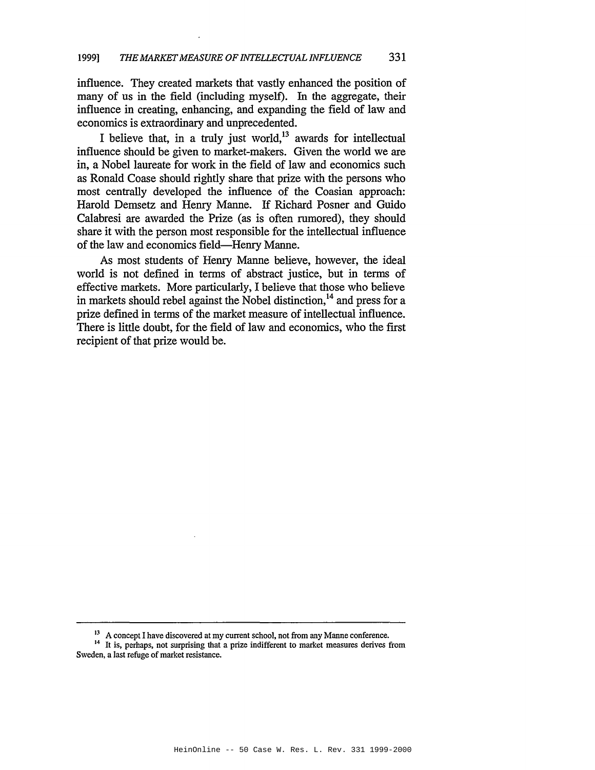influence. They created markets that vastly enhanced the position of many of us in the field (including myself). In the aggregate, their influence in creating, enhancing, and expanding the field of law and economics is extraordinary and unprecedented.

I believe that, in a truly just world,[13] awards for intellectual influence should be given to market-makers. Given the world we are in, a Nobel laureate for work in the field of law and economics such as Ronald Coase should rightly share that prize with the persons who most centrally developed the influence of the Coasian approach: Harold Demsetz and Henry Manne. If Richard Posner and Guido Calabresi are awarded the Prize (as is often rumored), they should share it with the person most responsible for the intellectual influence of the law and economics field—Henry Manne.

As most students of Henry Manne believe, however, the ideal world is not defined in terms of abstract justice, but in terms of effective markets. More particularly, I believe that those who believe in markets should rebel against the Nobel distinction,[14] and press for a prize defined in terms of the market measure of intellectual influence. There is little doubt, for the field of law and economics, who the first recipient of that prize would be.

---

[13] A concept I have discovered at my current school, not from any Manne conference.

[14] It is, perhaps, not surprising that a prize indifferent to market measures derives from Sweden, a last refuge of market resistance.